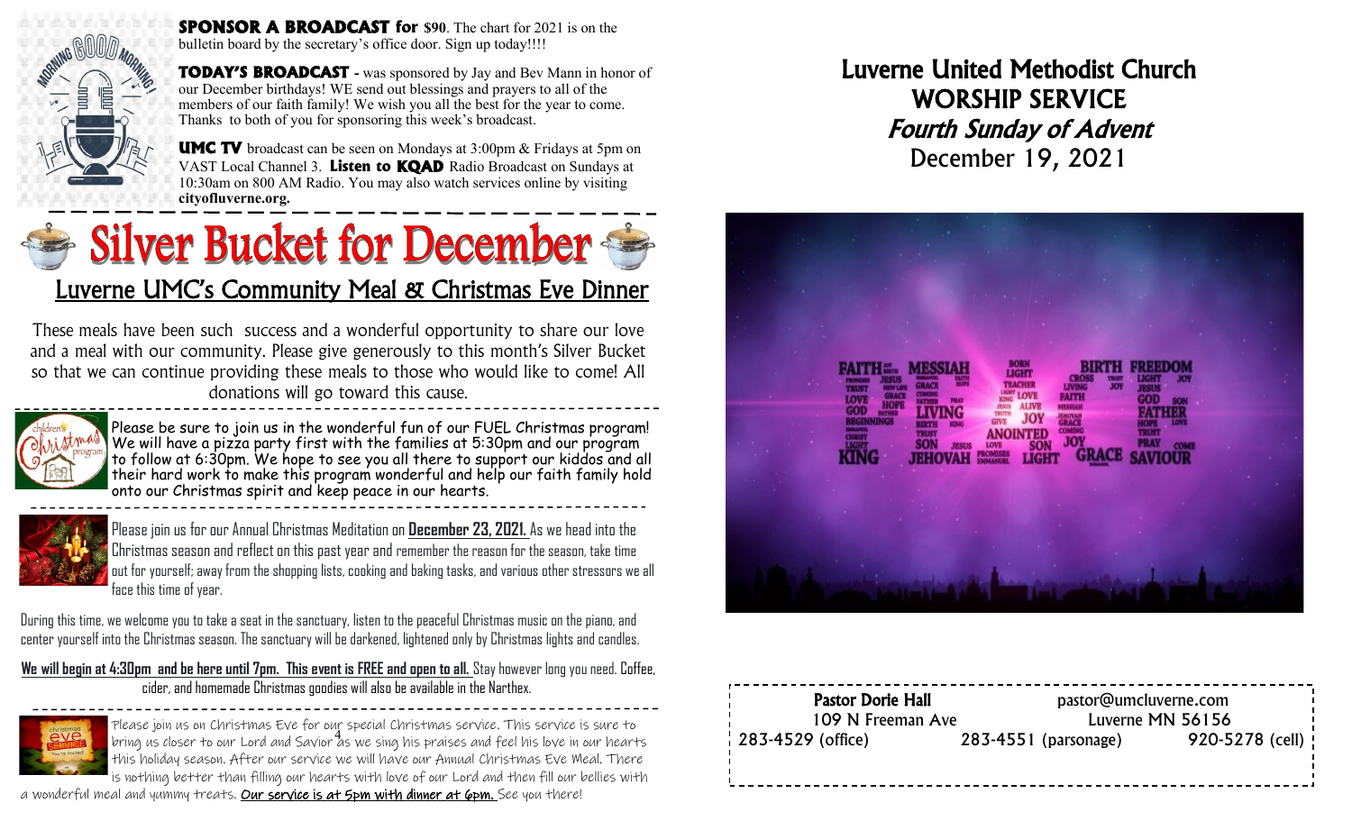**SPONSOR A BROADCAST for $90**. The chart for 2021 is on the bulletin board by the secretary's office door. Sign up today!!!!

**TODAY'S BROADCAST** - was sponsored by Jay and Bev Mann in honor of our December birthdays! WE send out blessings and prayers to all of the members of our faith family! We wish you all the best for the year to come. Thanks to both of you for sponsoring this week's broadcast.

**UMC TV** broadcast can be seen on Mondays at 3:00pm & Fridays at 5pm on VAST Local Channel 3. **Listen to KQAD** Radio Broadcast on Sundays at 10:30am on 800 AM Radio. You may also watch services online by visiting **cityofluverne.org.**

# Silver Bucket for December

## Luverne UMC's Community Meal & Christmas Eve Dinner

These meals have been such success and a wonderful opportunity to share our love and a meal with our community. Please give generously to this month's Silver Bucket so that we can continue providing these meals to those who would like to come! All donations will go toward this cause.

Please be sure to join us in the wonderful fun of our FUEL Christmas program! We will have a pizza party first with the families at 5:30pm and our program to follow at 6:30pm. We hope to see you all there to support our kiddos and all their hard work to make this program wonderful and help our faith family hold onto our Christmas spirit and keep peace in our hearts.

Please join us for our Annual Christmas Meditation on **December 23, 2021.** As we head into the Christmas season and reflect on this past year and remember the reason for the season, take time out for yourself; away from the shopping lists, cooking and baking tasks, and various other stressors we all face this time of year.

During this time, we welcome you to take a seat in the sanctuary, listen to the peaceful Christmas music on the piano, and center yourself into the Christmas season. The sanctuary will be darkened, lightened only by Christmas lights and candles.

**We will begin at 4:30pm and be here until 7pm. This event is FREE and open to all.** Stay however long you need. Coffee, cider, and homemade Christmas goodies will also be available in the Narthex.

Please join us on Christmas Eve for our special Christmas service. This service is sure to bring us closer to our Lord and Savior as we sing his praises and feel his love in our hearts this holiday season. After our service we will have our Annual Christmas Eve Meal. There is nothing better than filling our hearts with love of our Lord and then fill our bellies with a wonderful meal and yummy treats. Our service is at 5pm with dinner at 6pm. See you there!

# Luverne United Methodist Church
# WORSHIP SERVICE
## *Fourth Sunday of Advent*
December 19, 2021

**Pastor Dorie Hall** pastor@umclverne.com
109 N Freeman Ave Luverne MN 56156
283-4529 (office) 283-4551 (parsonage) 920-5278 (cell)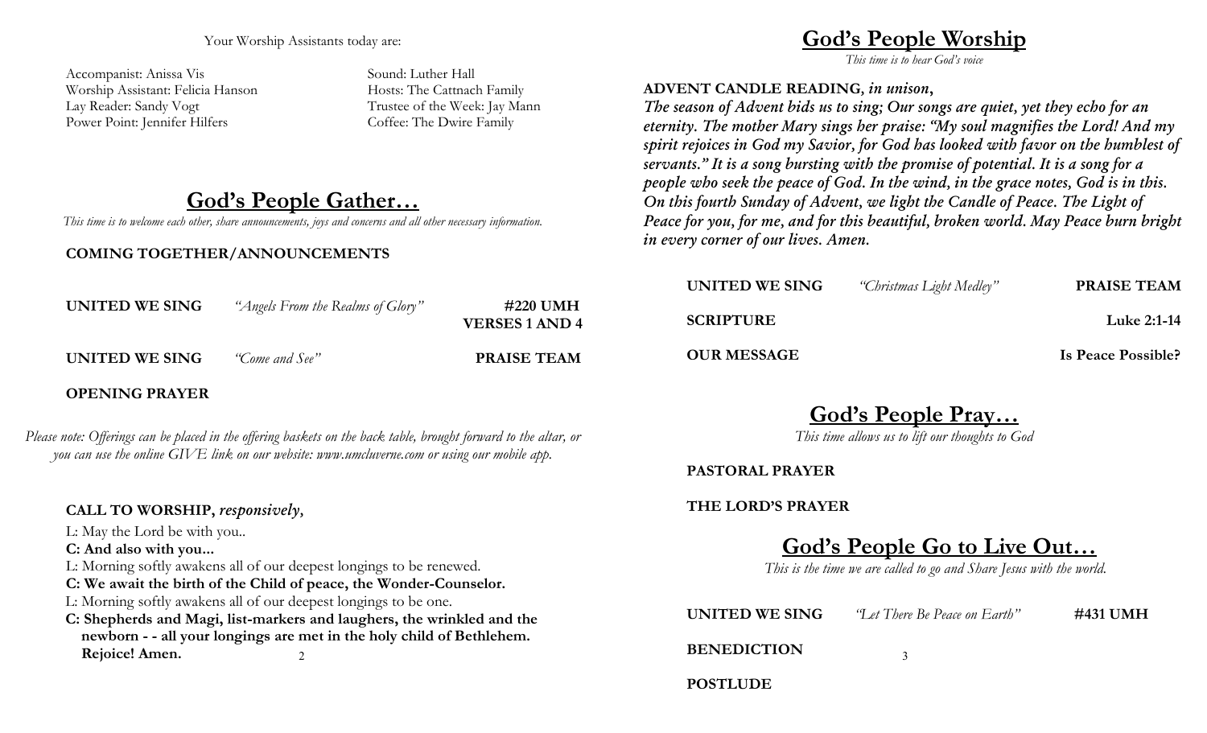Your Worship Assistants today are:

Accompanist: Anissa Vis
Worship Assistant: Felicia Hanson
Lay Reader: Sandy Vogt
Power Point: Jennifer Hilfers

Sound: Luther Hall
Hosts: The Cattnach Family
Trustee of the Week: Jay Mann
Coffee: The Dwire Family

# God's People Gather…

*This time is to welcome each other, share announcements, joys and concerns and all other necessary information.*

**COMING TOGETHER/ANNOUNCEMENTS**

**UNITED WE SING** *"Angels From the Realms of Glory"* **#220 UMH VERSES 1 AND 4**

**UNITED WE SING** *"Come and See"* **PRAISE TEAM**

**OPENING PRAYER**

*Please note: Offerings can be placed in the offering baskets on the back table, brought forward to the altar, or you can use the online GIVE link on our website: www.umcluverne.com or using our mobile app.*

**CALL TO WORSHIP,** ***responsively*****,**

L: May the Lord be with you..
**C: And also with you...**
L: Morning softly awakens all of our deepest longings to be renewed.
**C: We await the birth of the Child of peace, the Wonder-Counselor.**
L: Morning softly awakens all of our deepest longings to be one.
**C: Shepherds and Magi, list-markers and laughers, the wrinkled and the newborn - - all your longings are met in the holy child of Bethlehem. Rejoice! Amen.**

# God's People Worship

*This time is to hear God's voice*

**ADVENT CANDLE READING,** ***in unison*****,**

***The season of Advent bids us to sing; Our songs are quiet, yet they echo for an eternity. The mother Mary sings her praise: "My soul magnifies the Lord! And my spirit rejoices in God my Savior, for God has looked with favor on the humblest of servants." It is a song bursting with the promise of potential. It is a song for a people who seek the peace of God. In the wind, in the grace notes, God is in this. On this fourth Sunday of Advent, we light the Candle of Peace. The Light of Peace for you, for me, and for this beautiful, broken world. May Peace burn bright in every corner of our lives. Amen.***

**UNITED WE SING** *"Christmas Light Medley"* **PRAISE TEAM**

**SCRIPTURE** **Luke 2:1-14**

**OUR MESSAGE** **Is Peace Possible?**

# God's People Pray…

*This time allows us to lift our thoughts to God*

**PASTORAL PRAYER**

**THE LORD'S PRAYER**

# God's People Go to Live Out…

*This is the time we are called to go and Share Jesus with the world.*

**UNITED WE SING** *"Let There Be Peace on Earth"* **#431 UMH**

**BENEDICTION**

**POSTLUDE**